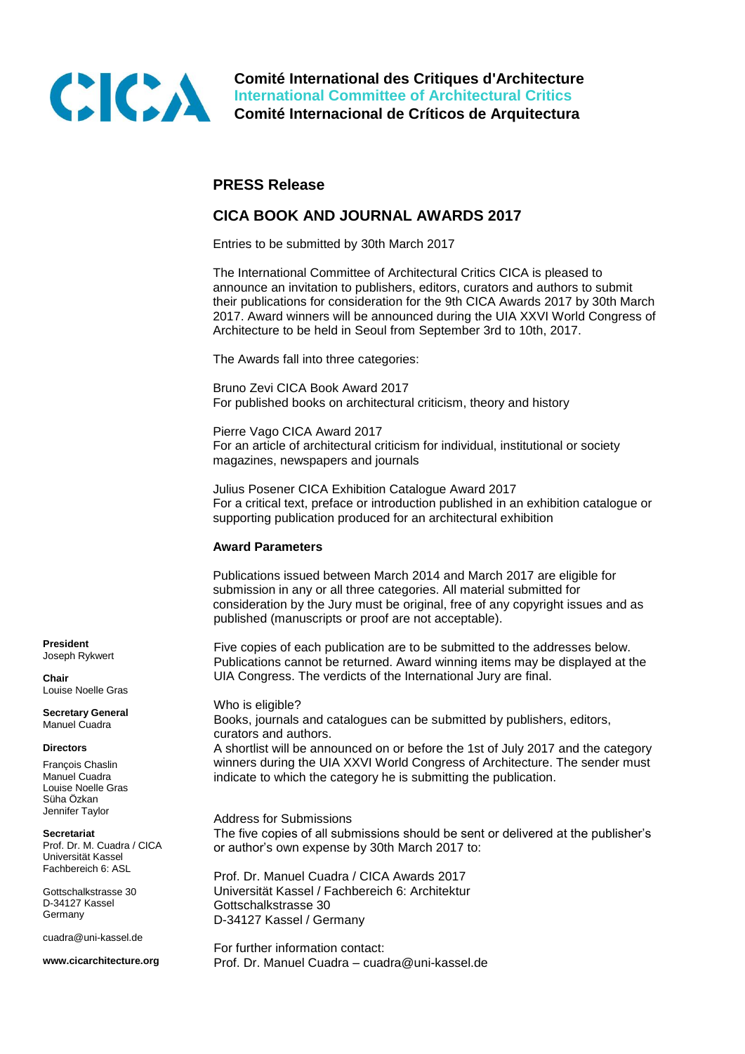**Comité International des Critiques d'Architecture**
**International Committee of Architectural Critics**
**Comité Internacional de Críticos de Arquitectura**

## PRESS Release

## CICA BOOK AND JOURNAL AWARDS 2017

Entries to be submitted by 30th March 2017

The International Committee of Architectural Critics CICA is pleased to announce an invitation to publishers, editors, curators and authors to submit their publications for consideration for the 9th CICA Awards 2017 by 30th March 2017. Award winners will be announced during the UIA XXVI World Congress of Architecture to be held in Seoul from September 3rd to 10th, 2017.

The Awards fall into three categories:

Bruno Zevi CICA Book Award 2017
For published books on architectural criticism, theory and history

Pierre Vago CICA Award 2017
For an article of architectural criticism for individual, institutional or society magazines, newspapers and journals

Julius Posener CICA Exhibition Catalogue Award 2017
For a critical text, preface or introduction published in an exhibition catalogue or supporting publication produced for an architectural exhibition

### Award Parameters

Publications issued between March 2014 and March 2017 are eligible for submission in any or all three categories. All material submitted for consideration by the Jury must be original, free of any copyright issues and as published (manuscripts or proof are not acceptable).

Five copies of each publication are to be submitted to the addresses below. Publications cannot be returned. Award winning items may be displayed at the UIA Congress. The verdicts of the International Jury are final.

Who is eligible?
Books, journals and catalogues can be submitted by publishers, editors, curators and authors.
A shortlist will be announced on or before the 1st of July 2017 and the category winners during the UIA XXVI World Congress of Architecture. The sender must indicate to which the category he is submitting the publication.

Address for Submissions
The five copies of all submissions should be sent or delivered at the publisher's or author's own expense by 30th March 2017 to:

Prof. Dr. Manuel Cuadra / CICA Awards 2017
Universität Kassel / Fachbereich 6: Architektur
Gottschalkstrasse 30
D-34127 Kassel / Germany

For further information contact:
Prof. Dr. Manuel Cuadra – cuadra@uni-kassel.de

**President**
Joseph Rykwert

**Chair**
Louise Noelle Gras

**Secretary General**
Manuel Cuadra

**Directors**
François Chaslin
Manuel Cuadra
Louise Noelle Gras
Süha Özkan
Jennifer Taylor

**Secretariat**
Prof. Dr. M. Cuadra / CICA
Universität Kassel
Fachbereich 6: ASL

Gottschalkstrasse 30
D-34127 Kassel
Germany

cuadra@uni-kassel.de

**www.cicarchitecture.org**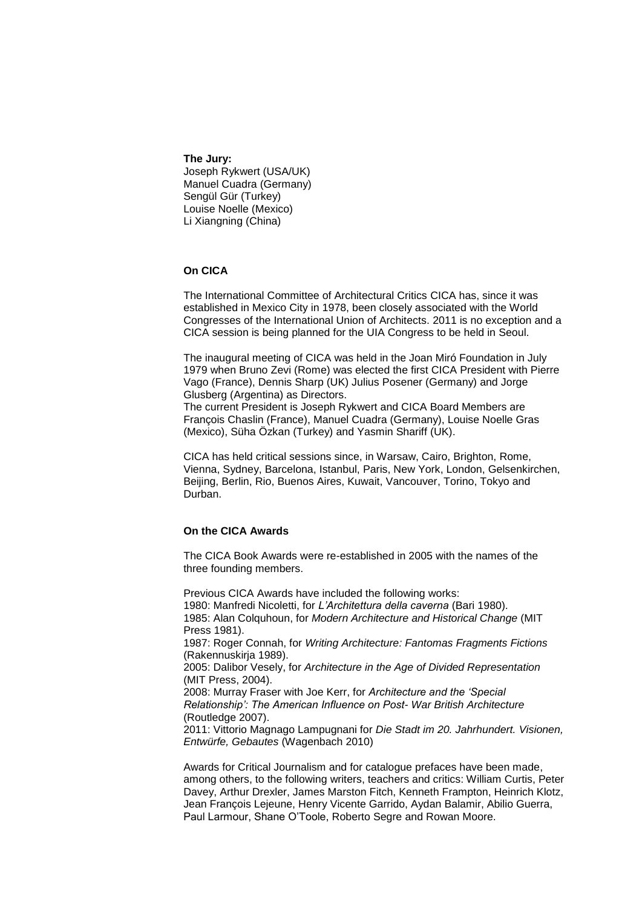**The Jury:**
Joseph Rykwert (USA/UK)
Manuel Cuadra (Germany)
Sengül Gür (Turkey)
Louise Noelle (Mexico)
Li Xiangning (China)

**On CICA**

The International Committee of Architectural Critics CICA has, since it was established in Mexico City in 1978, been closely associated with the World Congresses of the International Union of Architects. 2011 is no exception and a CICA session is being planned for the UIA Congress to be held in Seoul.

The inaugural meeting of CICA was held in the Joan Miró Foundation in July 1979 when Bruno Zevi (Rome) was elected the first CICA President with Pierre Vago (France), Dennis Sharp (UK) Julius Posener (Germany) and Jorge Glusberg (Argentina) as Directors.
The current President is Joseph Rykwert and CICA Board Members are François Chaslin (France), Manuel Cuadra (Germany), Louise Noelle Gras (Mexico), Süha Özkan (Turkey) and Yasmin Shariff (UK).

CICA has held critical sessions since, in Warsaw, Cairo, Brighton, Rome, Vienna, Sydney, Barcelona, Istanbul, Paris, New York, London, Gelsenkirchen, Beijing, Berlin, Rio, Buenos Aires, Kuwait, Vancouver, Torino, Tokyo and Durban.

**On the CICA Awards**

The CICA Book Awards were re-established in 2005 with the names of the three founding members.

Previous CICA Awards have included the following works:
1980: Manfredi Nicoletti, for *L'Architettura della caverna* (Bari 1980).
1985: Alan Colquhoun, for *Modern Architecture and Historical Change* (MIT Press 1981).
1987: Roger Connah, for *Writing Architecture: Fantomas Fragments Fictions* (Rakennuskirja 1989).
2005: Dalibor Vesely, for *Architecture in the Age of Divided Representation* (MIT Press, 2004).
2008: Murray Fraser with Joe Kerr, for *Architecture and the 'Special Relationship': The American Influence on Post- War British Architecture* (Routledge 2007).
2011: Vittorio Magnago Lampugnani for *Die Stadt im 20. Jahrhundert. Visionen, Entwürfe, Gebautes* (Wagenbach 2010)

Awards for Critical Journalism and for catalogue prefaces have been made, among others, to the following writers, teachers and critics: William Curtis, Peter Davey, Arthur Drexler, James Marston Fitch, Kenneth Frampton, Heinrich Klotz, Jean François Lejeune, Henry Vicente Garrido, Aydan Balamir, Abilio Guerra, Paul Larmour, Shane O'Toole, Roberto Segre and Rowan Moore.